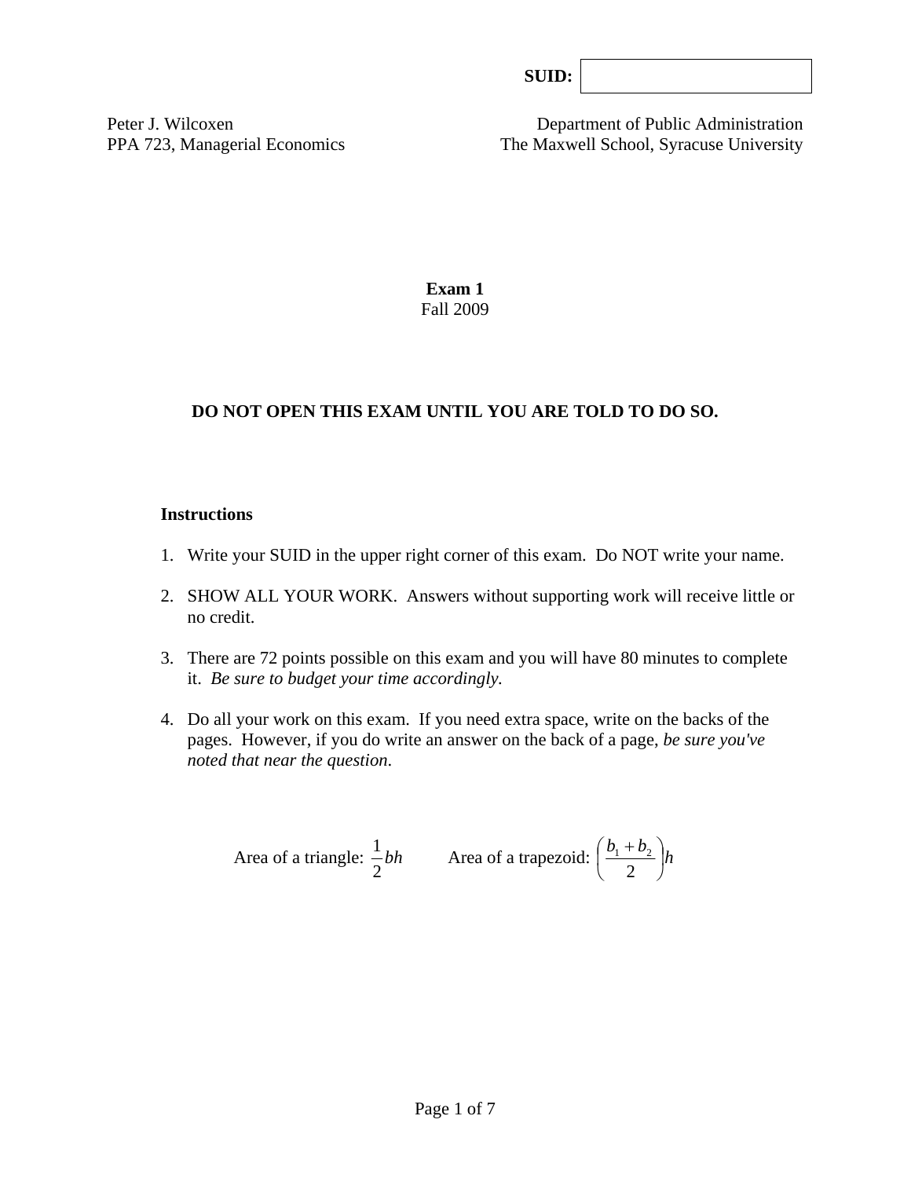SUID:

Peter J. Wilcoxen
PPA 723, Managerial Economics

Department of Public Administration
The Maxwell School, Syracuse University

**Exam 1**
Fall 2009

**DO NOT OPEN THIS EXAM UNTIL YOU ARE TOLD TO DO SO.**

**Instructions**

1. Write your SUID in the upper right corner of this exam. Do NOT write your name.

2. SHOW ALL YOUR WORK. Answers without supporting work will receive little or no credit.

3. There are 72 points possible on this exam and you will have 80 minutes to complete it. *Be sure to budget your time accordingly.*

4. Do all your work on this exam. If you need extra space, write on the backs of the pages. However, if you do write an answer on the back of a page, *be sure you've noted that near the question*.

Area of a triangle: $\frac{1}{2}bh$ Area of a trapezoid: $\left(\frac{b_1 + b_2}{2}\right)h$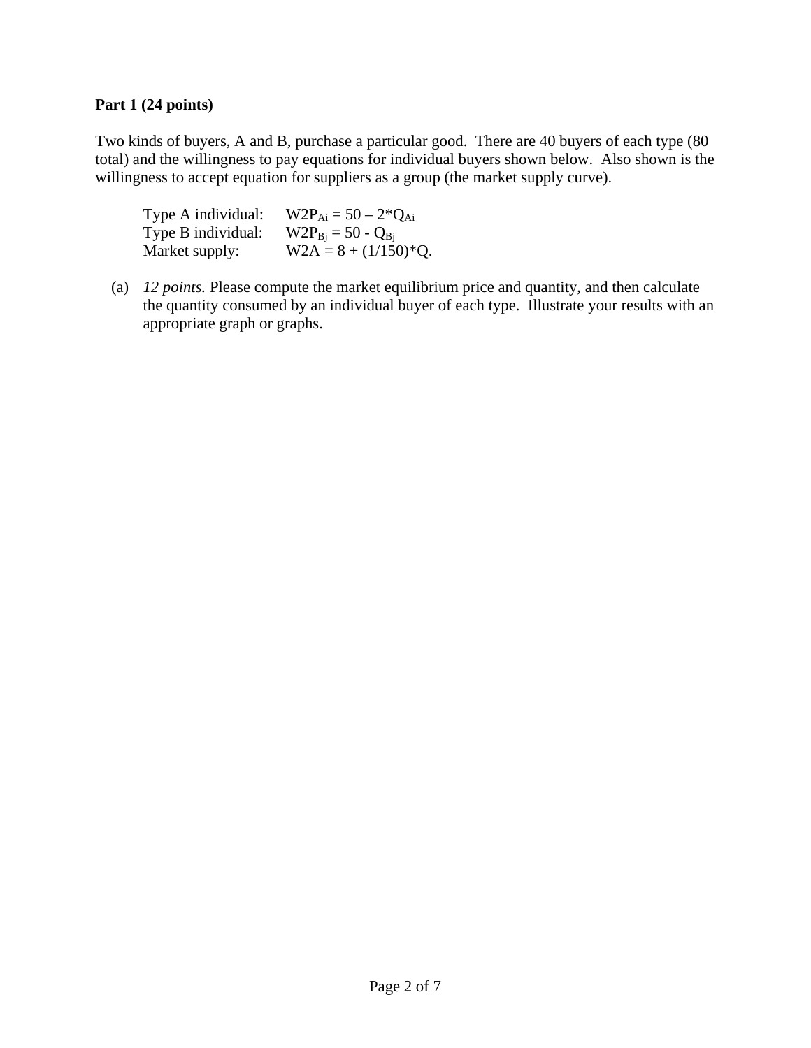**Part 1 (24 points)**

Two kinds of buyers, A and B, purchase a particular good. There are 40 buyers of each type (80 total) and the willingness to pay equations for individual buyers shown below. Also shown is the willingness to accept equation for suppliers as a group (the market supply curve).

Type A individual: $W2P_{Ai} = 50 - 2*Q_{Ai}$
Type B individual: $W2P_{Bj} = 50 - Q_{Bj}$
Market supply: $W2A = 8 + (1/150)*Q$.

(a) *12 points.* Please compute the market equilibrium price and quantity, and then calculate the quantity consumed by an individual buyer of each type. Illustrate your results with an appropriate graph or graphs.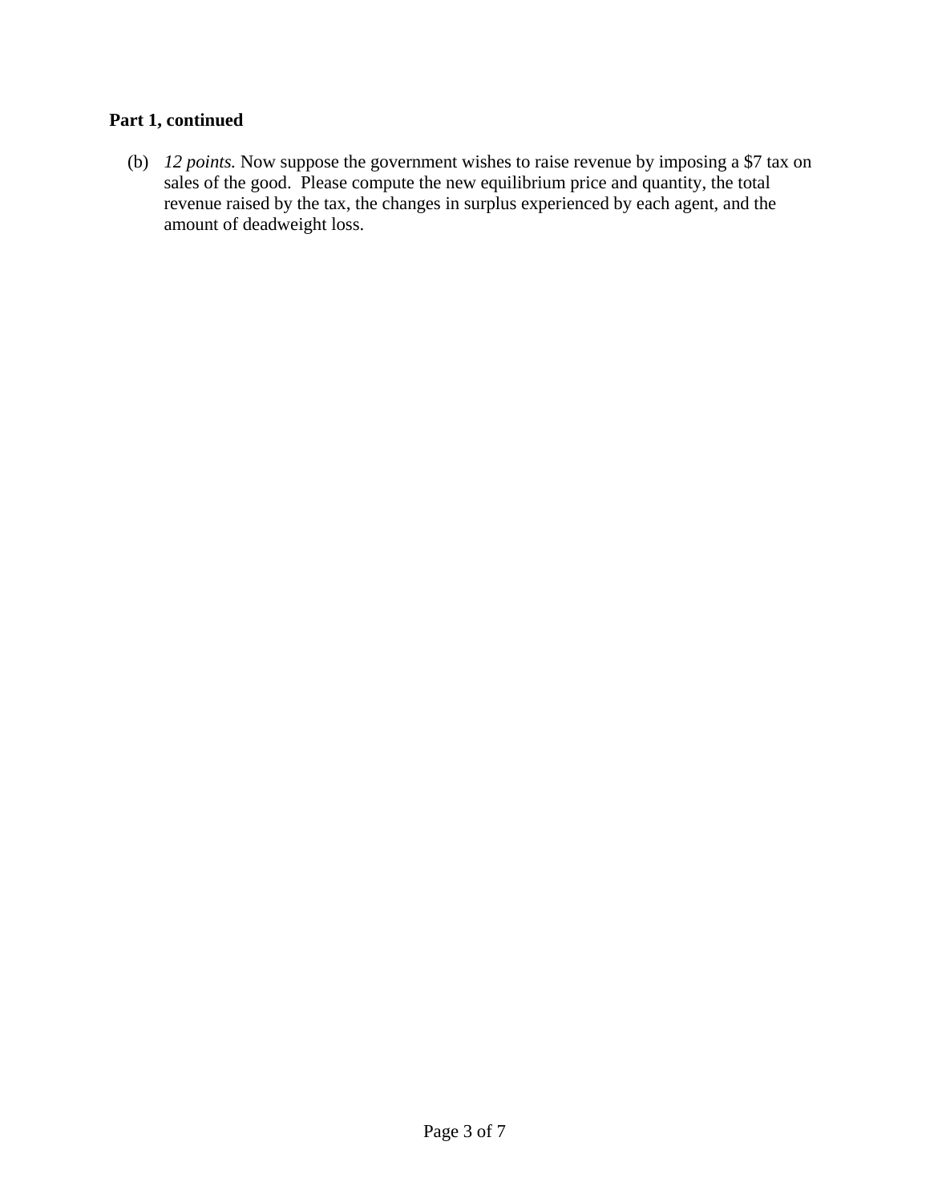**Part 1, continued**

(b) *12 points.* Now suppose the government wishes to raise revenue by imposing a $7 tax on sales of the good. Please compute the new equilibrium price and quantity, the total revenue raised by the tax, the changes in surplus experienced by each agent, and the amount of deadweight loss.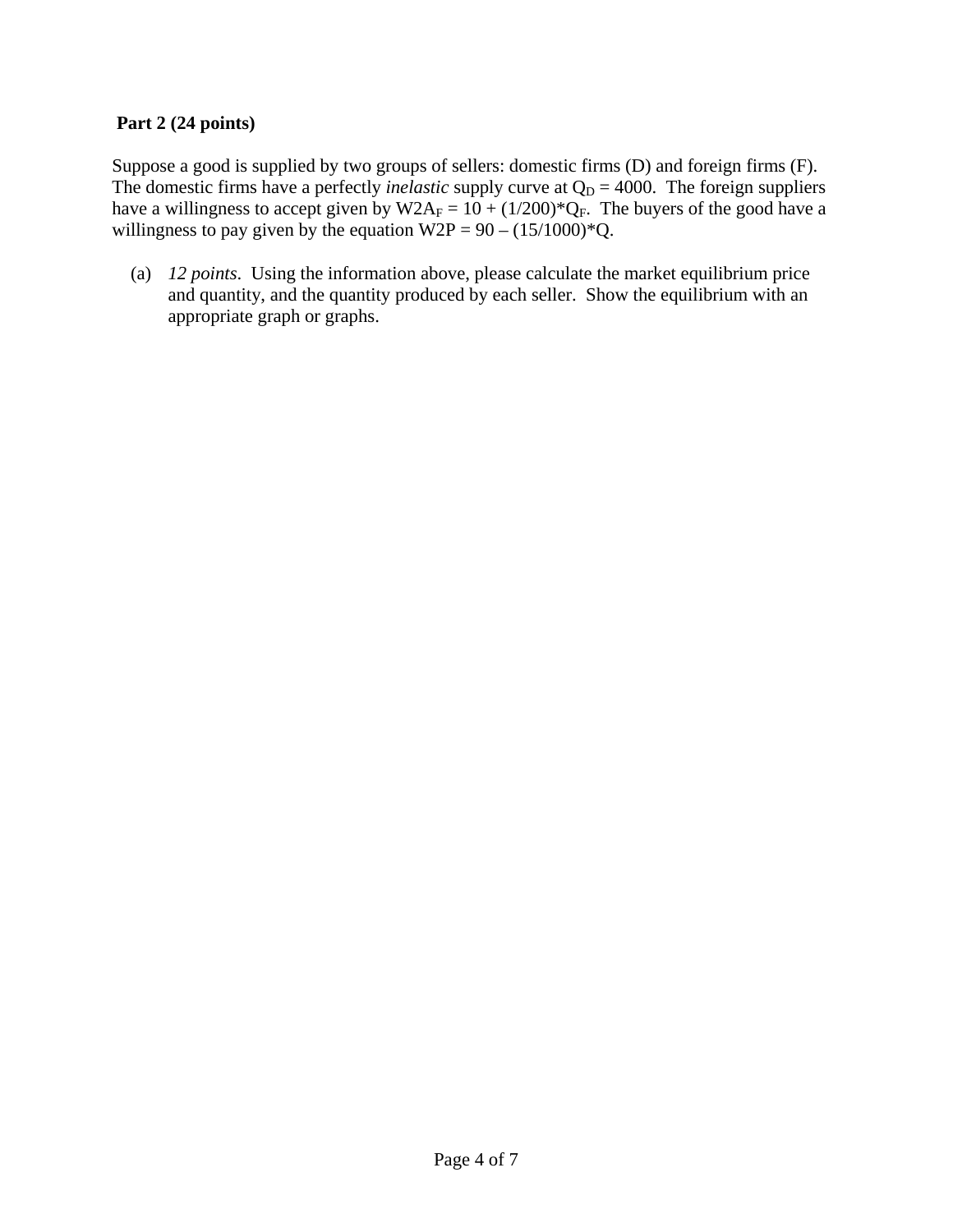**Part 2 (24 points)**

Suppose a good is supplied by two groups of sellers: domestic firms (D) and foreign firms (F). The domestic firms have a perfectly *inelastic* supply curve at $Q_D = 4000$. The foreign suppliers have a willingness to accept given by $W2A_F = 10 + (1/200)*Q_F$. The buyers of the good have a willingness to pay given by the equation $W2P = 90 - (15/1000)*Q$.

(a) *12 points*. Using the information above, please calculate the market equilibrium price and quantity, and the quantity produced by each seller. Show the equilibrium with an appropriate graph or graphs.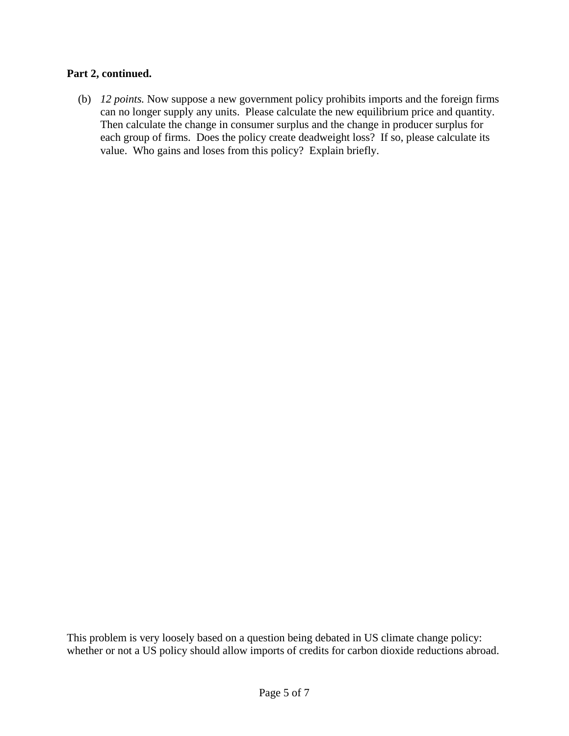**Part 2, continued.**

(b) *12 points.* Now suppose a new government policy prohibits imports and the foreign firms can no longer supply any units. Please calculate the new equilibrium price and quantity. Then calculate the change in consumer surplus and the change in producer surplus for each group of firms. Does the policy create deadweight loss? If so, please calculate its value. Who gains and loses from this policy? Explain briefly.

This problem is very loosely based on a question being debated in US climate change policy: whether or not a US policy should allow imports of credits for carbon dioxide reductions abroad.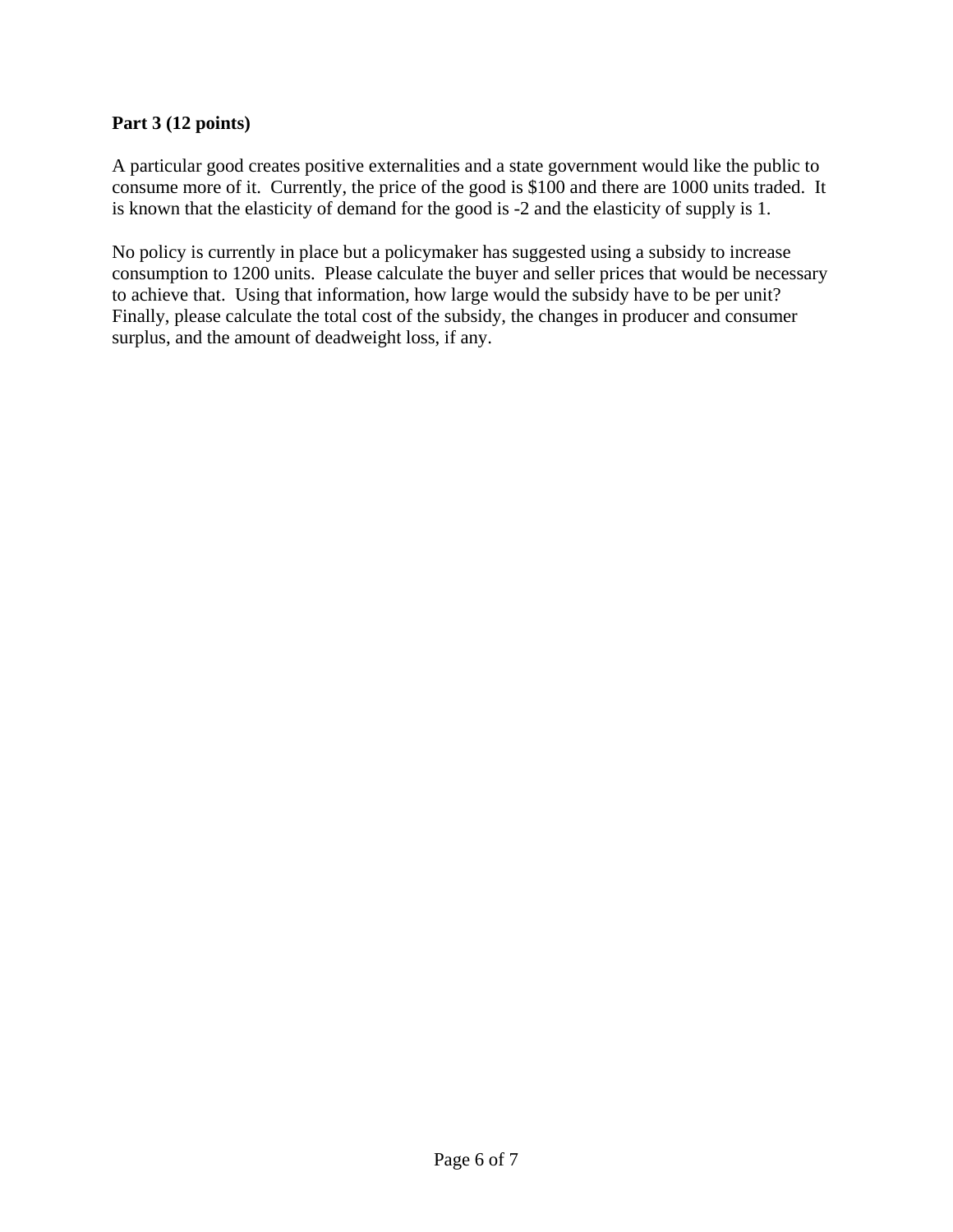**Part 3 (12 points)**

A particular good creates positive externalities and a state government would like the public to consume more of it. Currently, the price of the good is $100 and there are 1000 units traded. It is known that the elasticity of demand for the good is -2 and the elasticity of supply is 1.

No policy is currently in place but a policymaker has suggested using a subsidy to increase consumption to 1200 units. Please calculate the buyer and seller prices that would be necessary to achieve that. Using that information, how large would the subsidy have to be per unit? Finally, please calculate the total cost of the subsidy, the changes in producer and consumer surplus, and the amount of deadweight loss, if any.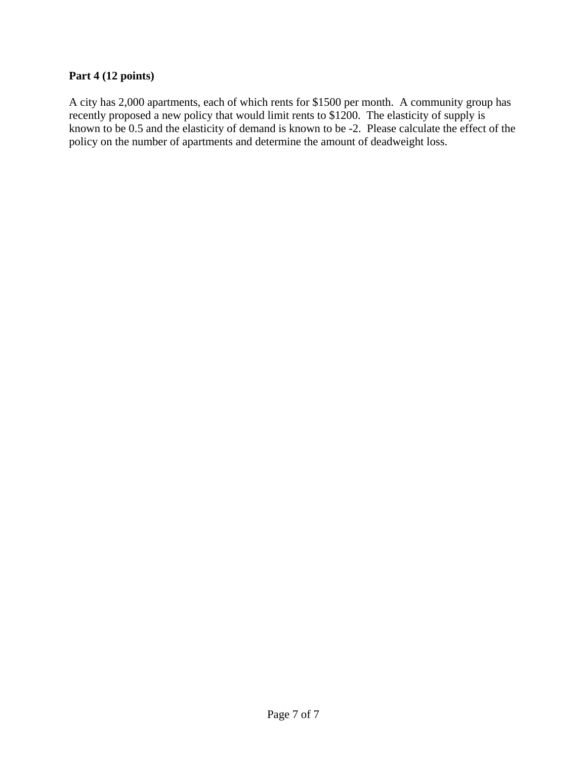**Part 4 (12 points)**

A city has 2,000 apartments, each of which rents for $1500 per month. A community group has recently proposed a new policy that would limit rents to $1200. The elasticity of supply is known to be 0.5 and the elasticity of demand is known to be -2. Please calculate the effect of the policy on the number of apartments and determine the amount of deadweight loss.